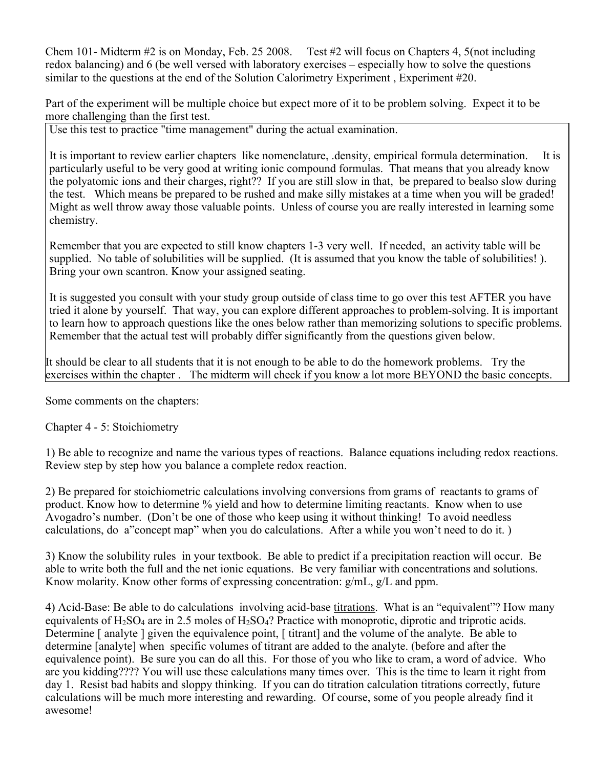Chem 101- Midterm #2 is on Monday, Feb. 25 2008. Test #2 will focus on Chapters 4, 5(not including redox balancing) and 6 (be well versed with laboratory exercises – especially how to solve the questions similar to the questions at the end of the Solution Calorimetry Experiment , Experiment #20.

Part of the experiment will be multiple choice but expect more of it to be problem solving. Expect it to be more challenging than the first test.

Use this test to practice "time management" during the actual examination.

It is important to review earlier chapters like nomenclature, .density, empirical formula determination. It is particularly useful to be very good at writing ionic compound formulas. That means that you already know the polyatomic ions and their charges, right?? If you are still slow in that, be prepared to bealso slow during the test. Which means be prepared to be rushed and make silly mistakes at a time when you will be graded! Might as well throw away those valuable points. Unless of course you are really interested in learning some chemistry.

Remember that you are expected to still know chapters 1-3 very well. If needed, an activity table will be supplied. No table of solubilities will be supplied. (It is assumed that you know the table of solubilities! ). Bring your own scantron. Know your assigned seating.

It is suggested you consult with your study group outside of class time to go over this test AFTER you have tried it alone by yourself. That way, you can explore different approaches to problem-solving. It is important to learn how to approach questions like the ones below rather than memorizing solutions to specific problems. Remember that the actual test will probably differ significantly from the questions given below.

It should be clear to all students that it is not enough to be able to do the homework problems. Try the exercises within the chapter . The midterm will check if you know a lot more BEYOND the basic concepts.

Some comments on the chapters:

Chapter 4 - 5: Stoichiometry

1) Be able to recognize and name the various types of reactions. Balance equations including redox reactions. Review step by step how you balance a complete redox reaction.

2) Be prepared for stoichiometric calculations involving conversions from grams of reactants to grams of product. Know how to determine % yield and how to determine limiting reactants. Know when to use Avogadro's number. (Don't be one of those who keep using it without thinking! To avoid needless calculations, do a"concept map" when you do calculations. After a while you won't need to do it. )

3) Know the solubility rules in your textbook. Be able to predict if a precipitation reaction will occur. Be able to write both the full and the net ionic equations. Be very familiar with concentrations and solutions. Know molarity. Know other forms of expressing concentration: g/mL, g/L and ppm.

4) Acid-Base: Be able to do calculations involving acid-base titrations. What is an "equivalent"? How many equivalents of $H_2SO_4$ are in 2.5 moles of $H_2SO_4$? Practice with monoprotic, diprotic and triprotic acids. Determine [ analyte ] given the equivalence point, [ titrant] and the volume of the analyte. Be able to determine [analyte] when specific volumes of titrant are added to the analyte. (before and after the equivalence point). Be sure you can do all this. For those of you who like to cram, a word of advice. Who are you kidding???? You will use these calculations many times over. This is the time to learn it right from day 1. Resist bad habits and sloppy thinking. If you can do titration calculation titrations correctly, future calculations will be much more interesting and rewarding. Of course, some of you people already find it awesome!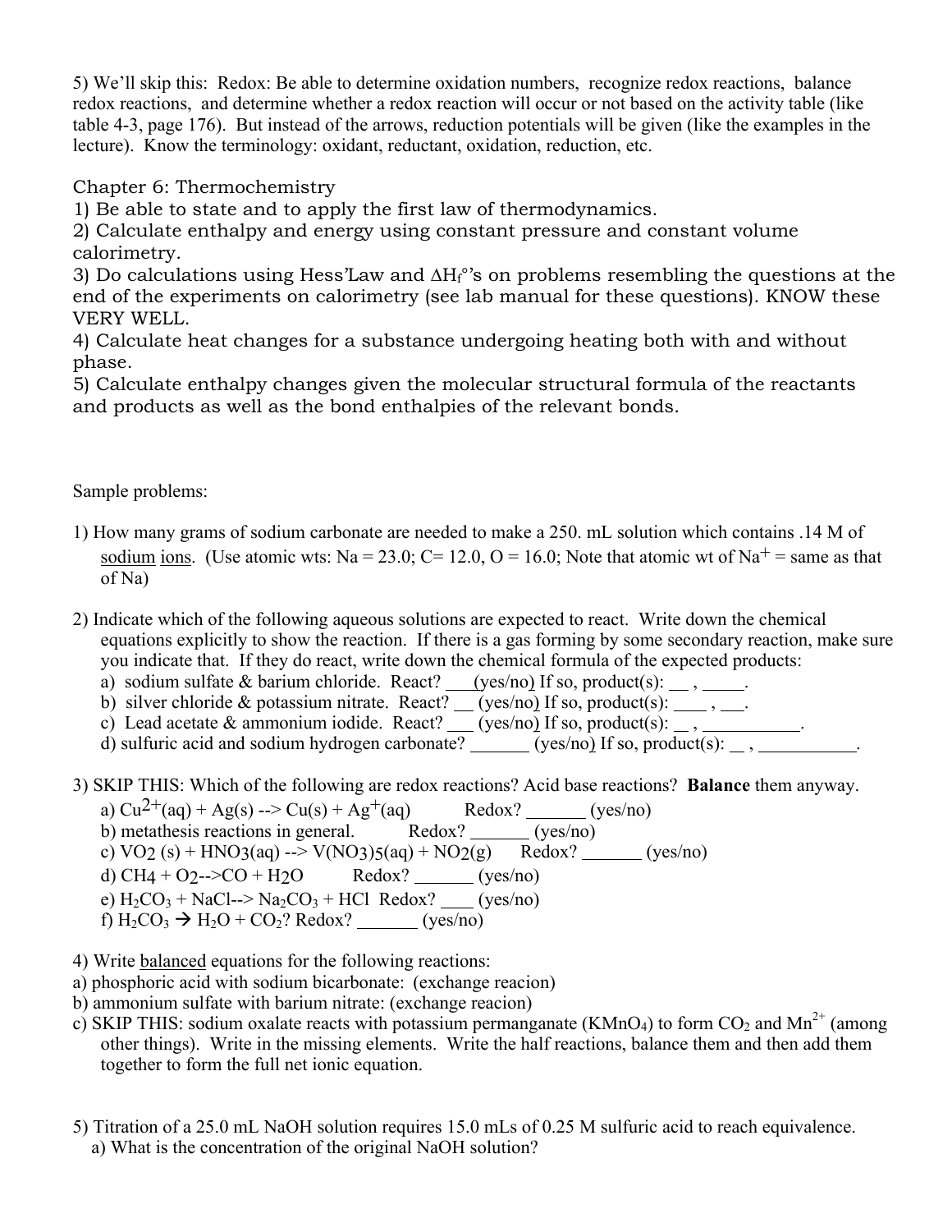5) We'll skip this: Redox: Be able to determine oxidation numbers, recognize redox reactions, balance redox reactions, and determine whether a redox reaction will occur or not based on the activity table (like table 4-3, page 176). But instead of the arrows, reduction potentials will be given (like the examples in the lecture). Know the terminology: oxidant, reductant, oxidation, reduction, etc.

## Chapter 6: Thermochemistry

1) Be able to state and to apply the first law of thermodynamics.
2) Calculate enthalpy and energy using constant pressure and constant volume calorimetry.
3) Do calculations using Hess'Law and $\Delta H_f°$'s on problems resembling the questions at the end of the experiments on calorimetry (see lab manual for these questions). KNOW these VERY WELL.
4) Calculate heat changes for a substance undergoing heating both with and without phase.
5) Calculate enthalpy changes given the molecular structural formula of the reactants and products as well as the bond enthalpies of the relevant bonds.

Sample problems:

1) How many grams of sodium carbonate are needed to make a 250. mL solution which contains .14 M of <u>sodium ions</u>. (Use atomic wts: Na = 23.0; C= 12.0, O = 16.0; Note that atomic wt of $Na^+$ = same as that of Na)

2) Indicate which of the following aqueous solutions are expected to react. Write down the chemical equations explicitly to show the reaction. If there is a gas forming by some secondary reaction, make sure you indicate that. If they do react, write down the chemical formula of the expected products:
   a) sodium sulfate & barium chloride. React? ___(yes/no) If so, product(s): __ , _____.
   b) silver chloride & potassium nitrate. React? __ (yes/no) If so, product(s): ____ , ___.
   c) Lead acetate & ammonium iodide. React? ___ (yes/no) If so, product(s): __ , ___________.
   d) sulfuric acid and sodium hydrogen carbonate? _______ (yes/no) If so, product(s): __ , ___________.

3) SKIP THIS: Which of the following are redox reactions? Acid base reactions? **Balance** them anyway.
   a) $Cu^{2+}(aq) + Ag(s) \rightarrow Cu(s) + Ag^+(aq)$ Redox? ______ (yes/no)
   b) metathesis reactions in general. Redox? ______ (yes/no)
   c) $VO_2(s) + HNO_3(aq) \rightarrow V(NO_3)_5(aq) + NO_2(g)$ Redox? ______ (yes/no)
   d) $CH_4 + O_2 \rightarrow CO + H_2O$ Redox? ______ (yes/no)
   e) $H_2CO_3 + NaCl \rightarrow Na_2CO_3 + HCl$ Redox? ___ (yes/no)
   f) $H_2CO_3 \rightarrow H_2O + CO_2$? Redox? _______ (yes/no)

4) Write <u>balanced</u> equations for the following reactions:
   a) phosphoric acid with sodium bicarbonate: (exchange reacion)
   b) ammonium sulfate with barium nitrate: (exchange reacion)
   c) SKIP THIS: sodium oxalate reacts with potassium permanganate ($KMnO_4$) to form $CO_2$ and $Mn^{2+}$ (among other things). Write in the missing elements. Write the half reactions, balance them and then add them together to form the full net ionic equation.

5) Titration of a 25.0 mL NaOH solution requires 15.0 mLs of 0.25 M sulfuric acid to reach equivalence.
   a) What is the concentration of the original NaOH solution?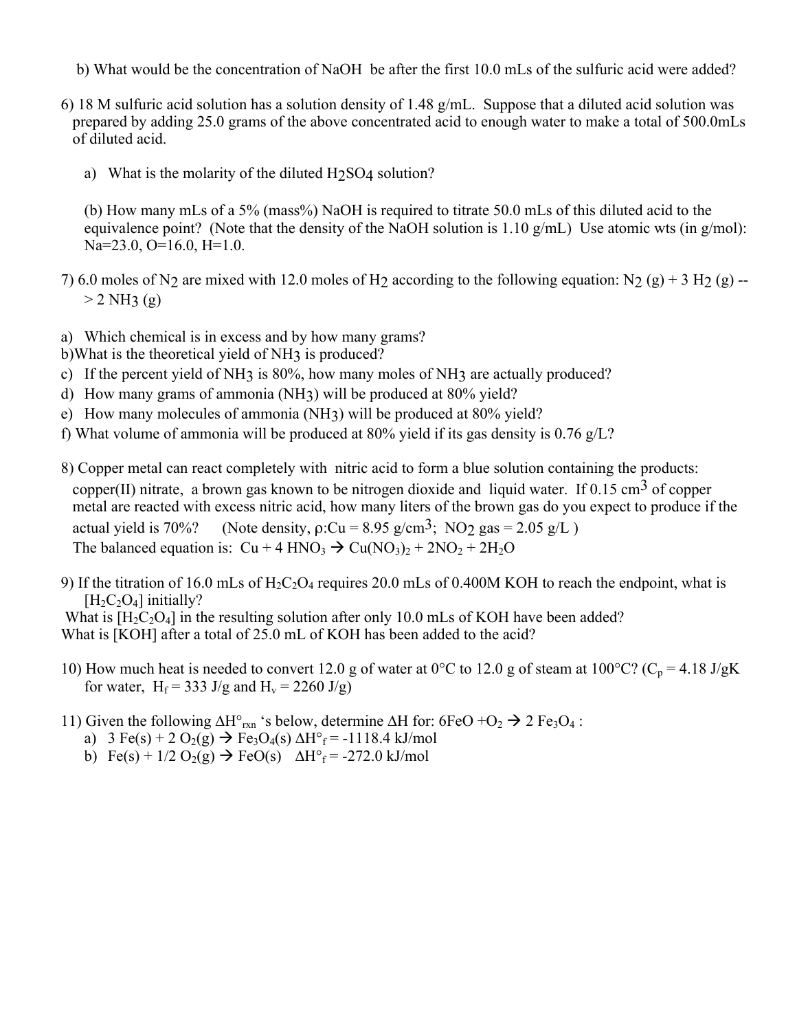b) What would be the concentration of NaOH be after the first 10.0 mLs of the sulfuric acid were added?

6) 18 M sulfuric acid solution has a solution density of 1.48 g/mL. Suppose that a diluted acid solution was prepared by adding 25.0 grams of the above concentrated acid to enough water to make a total of 500.0mLs of diluted acid.

a) What is the molarity of the diluted $H_2SO_4$ solution?

(b) How many mLs of a 5% (mass%) NaOH is required to titrate 50.0 mLs of this diluted acid to the equivalence point? (Note that the density of the NaOH solution is 1.10 g/mL) Use atomic wts (in g/mol): Na=23.0, O=16.0, H=1.0.

7) 6.0 moles of $N_2$ are mixed with 12.0 moles of $H_2$ according to the following equation: $N_2$ (g) + 3 $H_2$ (g) --> 2 $NH_3$ (g)

a) Which chemical is in excess and by how many grams?
b)What is the theoretical yield of $NH_3$ is produced?
c) If the percent yield of $NH_3$ is 80%, how many moles of $NH_3$ are actually produced?
d) How many grams of ammonia ($NH_3$) will be produced at 80% yield?
e) How many molecules of ammonia ($NH_3$) will be produced at 80% yield?
f) What volume of ammonia will be produced at 80% yield if its gas density is 0.76 g/L?

8) Copper metal can react completely with nitric acid to form a blue solution containing the products: copper(II) nitrate, a brown gas known to be nitrogen dioxide and liquid water. If 0.15 $cm^3$ of copper metal are reacted with excess nitric acid, how many liters of the brown gas do you expect to produce if the actual yield is 70%? (Note density, ρ:Cu = 8.95 g/$cm^3$; $NO_2$ gas = 2.05 g/L )
The balanced equation is: $Cu + 4 HNO_3 \rightarrow Cu(NO_3)_2 + 2NO_2 + 2H_2O$

9) If the titration of 16.0 mLs of $H_2C_2O_4$ requires 20.0 mLs of 0.400M KOH to reach the endpoint, what is $[H_2C_2O_4]$ initially?
What is $[H_2C_2O_4]$ in the resulting solution after only 10.0 mLs of KOH have been added?
What is [KOH] after a total of 25.0 mL of KOH has been added to the acid?

10) How much heat is needed to convert 12.0 g of water at 0°C to 12.0 g of steam at 100°C? ($C_p$ = 4.18 J/gK for water, $H_f$ = 333 J/g and $H_v$ = 2260 J/g)

11) Given the following $\Delta H^\circ_{rxn}$ 's below, determine ΔH for: $6FeO + O_2 \rightarrow 2 Fe_3O_4$ :

a) $3 Fe(s) + 2 O_2(g) \rightarrow Fe_3O_4(s)$ $\Delta H^\circ_f$ = -1118.4 kJ/mol
b) $Fe(s) + 1/2 O_2(g) \rightarrow FeO(s)$ $\Delta H^\circ_f$ = -272.0 kJ/mol